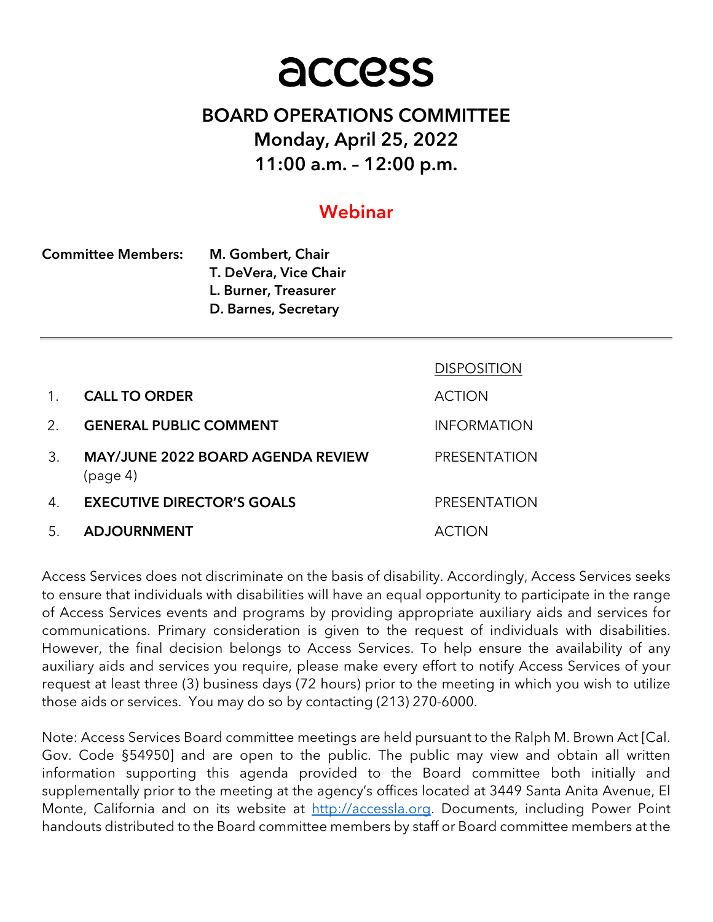# access

## BOARD OPERATIONS COMMITTEE
## Monday, April 25, 2022
## 11:00 a.m. – 12:00 p.m.

### Webinar

**Committee Members:** **M. Gombert, Chair**
**T. DeVera, Vice Chair**
**L. Burner, Treasurer**
**D. Barnes, Secretary**

---

| | | DISPOSITION |
|---|---|---|
| 1. | **CALL TO ORDER** | ACTION |
| 2. | **GENERAL PUBLIC COMMENT** | INFORMATION |
| 3. | **MAY/JUNE 2022 BOARD AGENDA REVIEW** (page 4) | PRESENTATION |
| 4. | **EXECUTIVE DIRECTOR'S GOALS** | PRESENTATION |
| 5. | **ADJOURNMENT** | ACTION |

Access Services does not discriminate on the basis of disability. Accordingly, Access Services seeks to ensure that individuals with disabilities will have an equal opportunity to participate in the range of Access Services events and programs by providing appropriate auxiliary aids and services for communications. Primary consideration is given to the request of individuals with disabilities. However, the final decision belongs to Access Services. To help ensure the availability of any auxiliary aids and services you require, please make every effort to notify Access Services of your request at least three (3) business days (72 hours) prior to the meeting in which you wish to utilize those aids or services. You may do so by contacting (213) 270-6000.

Note: Access Services Board committee meetings are held pursuant to the Ralph M. Brown Act [Cal. Gov. Code §54950] and are open to the public. The public may view and obtain all written information supporting this agenda provided to the Board committee both initially and supplementally prior to the meeting at the agency's offices located at 3449 Santa Anita Avenue, El Monte, California and on its website at [http://accessla.org](http://accessla.org). Documents, including Power Point handouts distributed to the Board committee members by staff or Board committee members at the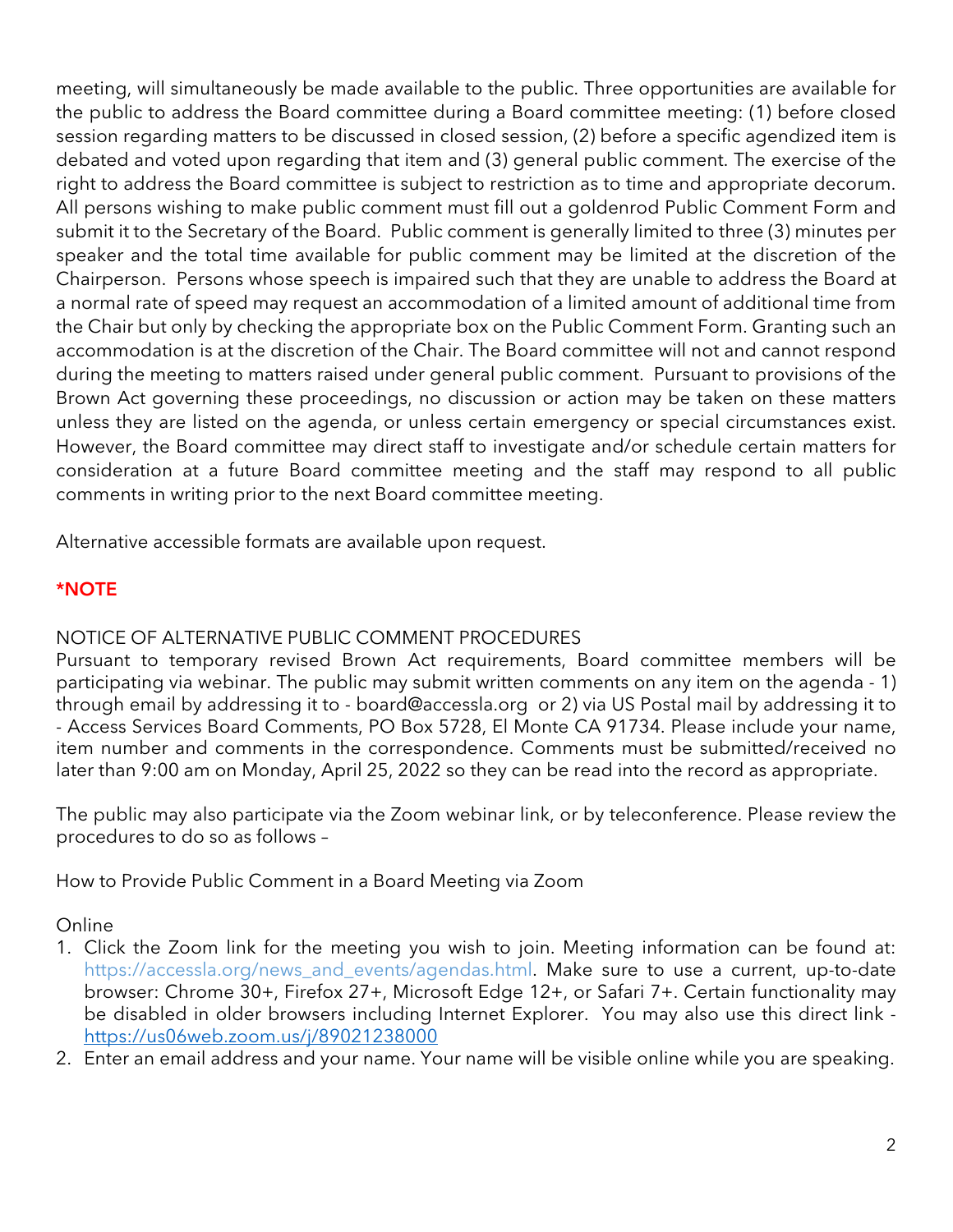meeting, will simultaneously be made available to the public. Three opportunities are available for the public to address the Board committee during a Board committee meeting: (1) before closed session regarding matters to be discussed in closed session, (2) before a specific agendized item is debated and voted upon regarding that item and (3) general public comment. The exercise of the right to address the Board committee is subject to restriction as to time and appropriate decorum. All persons wishing to make public comment must fill out a goldenrod Public Comment Form and submit it to the Secretary of the Board. Public comment is generally limited to three (3) minutes per speaker and the total time available for public comment may be limited at the discretion of the Chairperson. Persons whose speech is impaired such that they are unable to address the Board at a normal rate of speed may request an accommodation of a limited amount of additional time from the Chair but only by checking the appropriate box on the Public Comment Form. Granting such an accommodation is at the discretion of the Chair. The Board committee will not and cannot respond during the meeting to matters raised under general public comment. Pursuant to provisions of the Brown Act governing these proceedings, no discussion or action may be taken on these matters unless they are listed on the agenda, or unless certain emergency or special circumstances exist. However, the Board committee may direct staff to investigate and/or schedule certain matters for consideration at a future Board committee meeting and the staff may respond to all public comments in writing prior to the next Board committee meeting.

Alternative accessible formats are available upon request.

**\*NOTE**

NOTICE OF ALTERNATIVE PUBLIC COMMENT PROCEDURES

Pursuant to temporary revised Brown Act requirements, Board committee members will be participating via webinar. The public may submit written comments on any item on the agenda - 1) through email by addressing it to - board@accessla.org or 2) via US Postal mail by addressing it to - Access Services Board Comments, PO Box 5728, El Monte CA 91734. Please include your name, item number and comments in the correspondence. Comments must be submitted/received no later than 9:00 am on Monday, April 25, 2022 so they can be read into the record as appropriate.

The public may also participate via the Zoom webinar link, or by teleconference. Please review the procedures to do so as follows –

How to Provide Public Comment in a Board Meeting via Zoom

Online

1. Click the Zoom link for the meeting you wish to join. Meeting information can be found at: https://accessla.org/news_and_events/agendas.html. Make sure to use a current, up-to-date browser: Chrome 30+, Firefox 27+, Microsoft Edge 12+, or Safari 7+. Certain functionality may be disabled in older browsers including Internet Explorer. You may also use this direct link - https://us06web.zoom.us/j/89021238000
2. Enter an email address and your name. Your name will be visible online while you are speaking.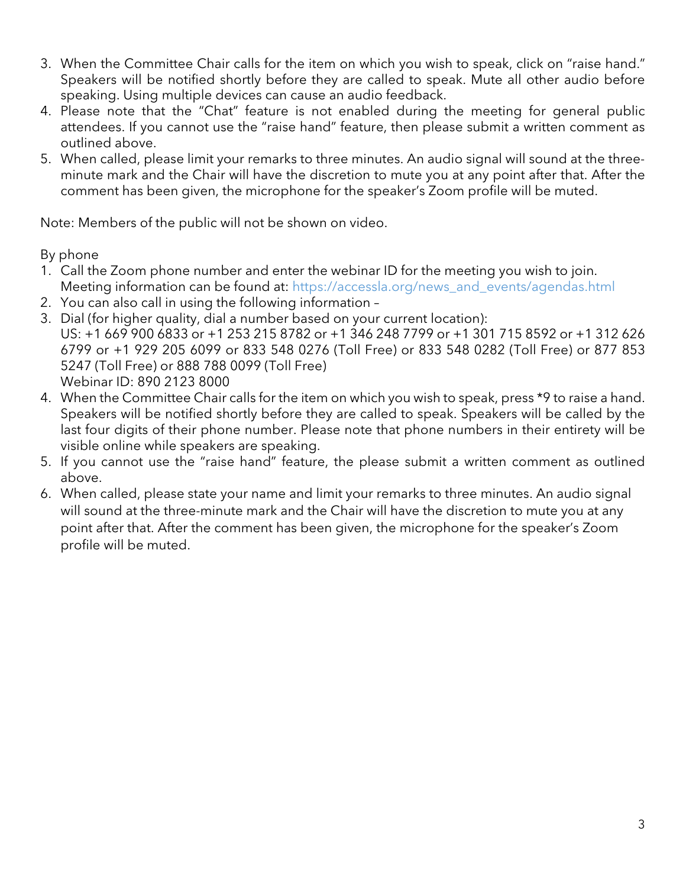3. When the Committee Chair calls for the item on which you wish to speak, click on "raise hand." Speakers will be notified shortly before they are called to speak. Mute all other audio before speaking. Using multiple devices can cause an audio feedback.
4. Please note that the "Chat" feature is not enabled during the meeting for general public attendees. If you cannot use the "raise hand" feature, then please submit a written comment as outlined above.
5. When called, please limit your remarks to three minutes. An audio signal will sound at the three-minute mark and the Chair will have the discretion to mute you at any point after that. After the comment has been given, the microphone for the speaker's Zoom profile will be muted.

Note: Members of the public will not be shown on video.

By phone

1. Call the Zoom phone number and enter the webinar ID for the meeting you wish to join. Meeting information can be found at: https://accessla.org/news_and_events/agendas.html
2. You can also call in using the following information –
3. Dial (for higher quality, dial a number based on your current location):
   US: +1 669 900 6833 or +1 253 215 8782 or +1 346 248 7799 or +1 301 715 8592 or +1 312 626 6799 or +1 929 205 6099 or 833 548 0276 (Toll Free) or 833 548 0282 (Toll Free) or 877 853 5247 (Toll Free) or 888 788 0099 (Toll Free)
   Webinar ID: 890 2123 8000
4. When the Committee Chair calls for the item on which you wish to speak, press *9 to raise a hand. Speakers will be notified shortly before they are called to speak. Speakers will be called by the last four digits of their phone number. Please note that phone numbers in their entirety will be visible online while speakers are speaking.
5. If you cannot use the "raise hand" feature, the please submit a written comment as outlined above.
6. When called, please state your name and limit your remarks to three minutes. An audio signal will sound at the three-minute mark and the Chair will have the discretion to mute you at any point after that. After the comment has been given, the microphone for the speaker's Zoom profile will be muted.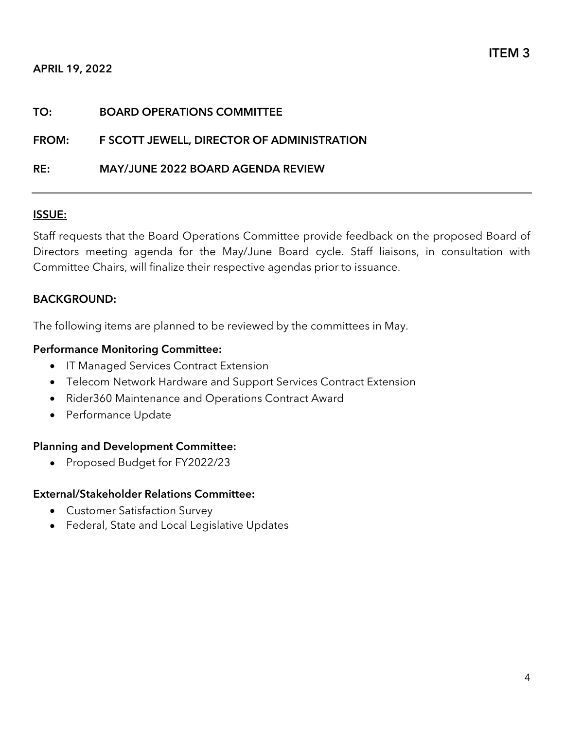**ITEM 3**

**APRIL 19, 2022**

**TO:** **BOARD OPERATIONS COMMITTEE**

**FROM:** **F SCOTT JEWELL, DIRECTOR OF ADMINISTRATION**

**RE:** **MAY/JUNE 2022 BOARD AGENDA REVIEW**

---

**ISSUE:**

Staff requests that the Board Operations Committee provide feedback on the proposed Board of Directors meeting agenda for the May/June Board cycle. Staff liaisons, in consultation with Committee Chairs, will finalize their respective agendas prior to issuance.

**BACKGROUND:**

The following items are planned to be reviewed by the committees in May.

**Performance Monitoring Committee:**

- IT Managed Services Contract Extension
- Telecom Network Hardware and Support Services Contract Extension
- Rider360 Maintenance and Operations Contract Award
- Performance Update

**Planning and Development Committee:**

- Proposed Budget for FY2022/23

**External/Stakeholder Relations Committee:**

- Customer Satisfaction Survey
- Federal, State and Local Legislative Updates